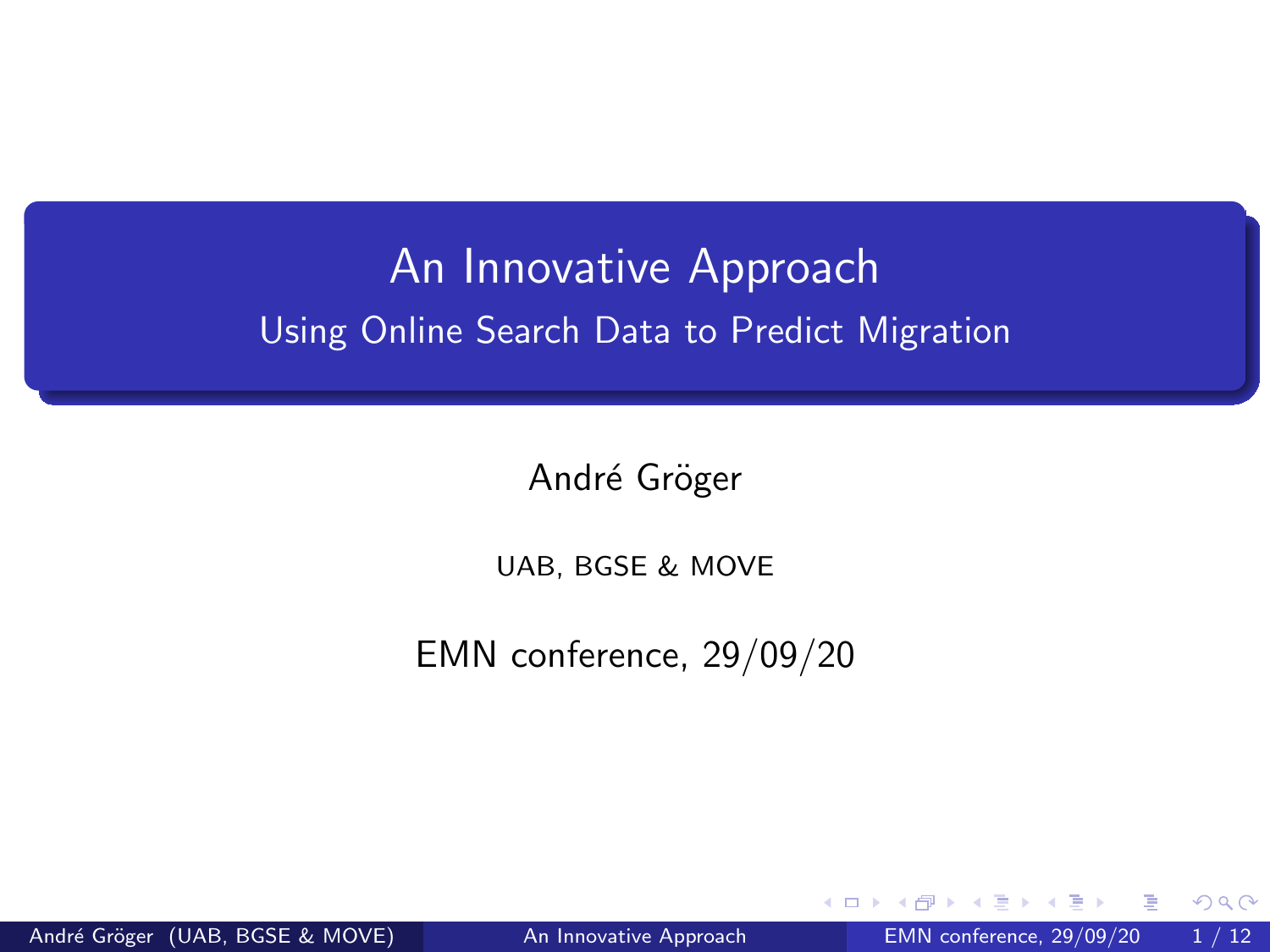# An Innovative Approach

## Using Online Search Data to Predict Migration

André Gröger

UAB, BGSE & MOVE

EMN conference, 29/09/20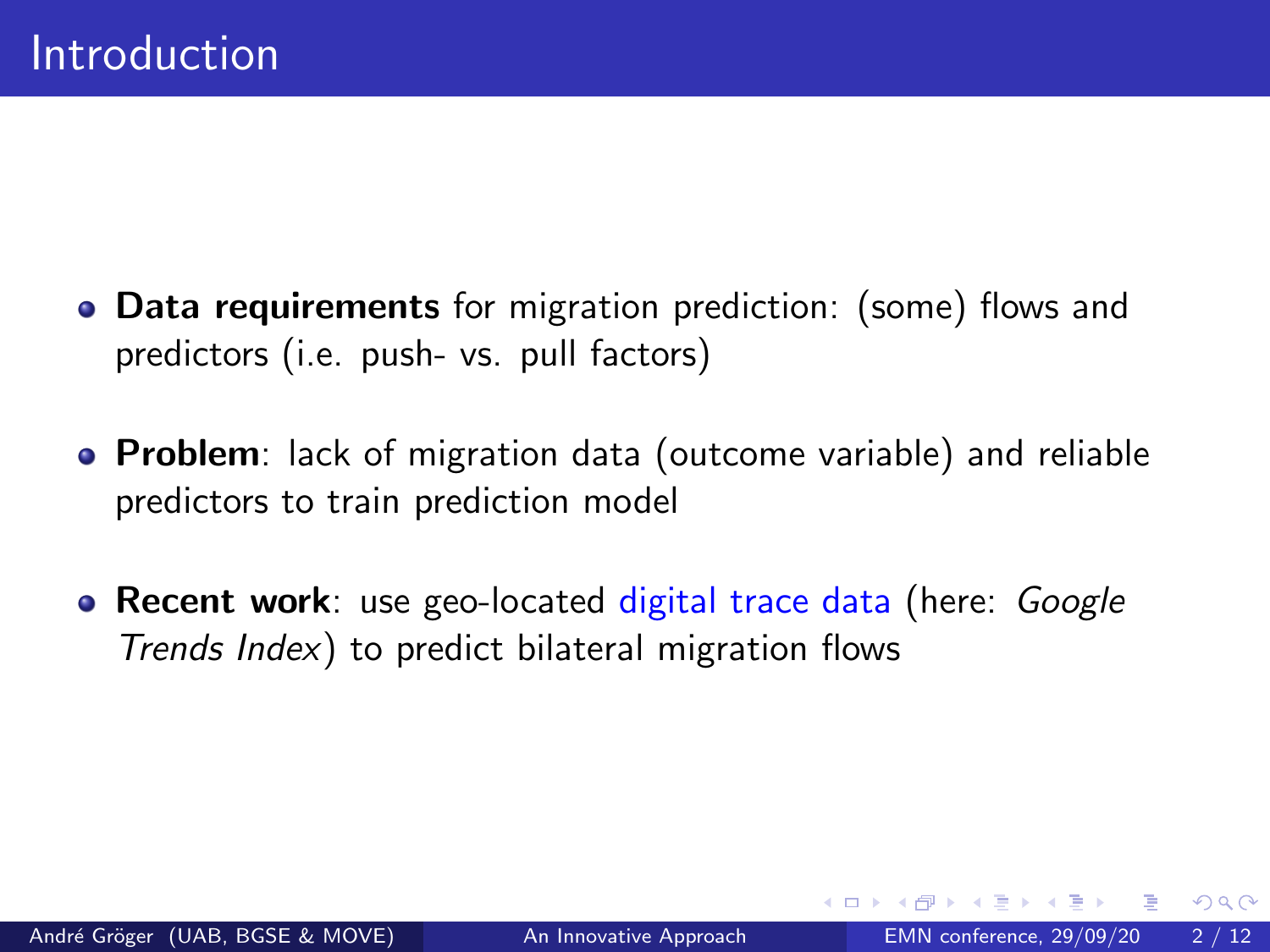# Introduction

- **Data requirements** for migration prediction: (some) flows and predictors (i.e. push- vs. pull factors)
- **Problem**: lack of migration data (outcome variable) and reliable predictors to train prediction model
- **Recent work**: use geo-located digital trace data (here: *Google Trends Index*) to predict bilateral migration flows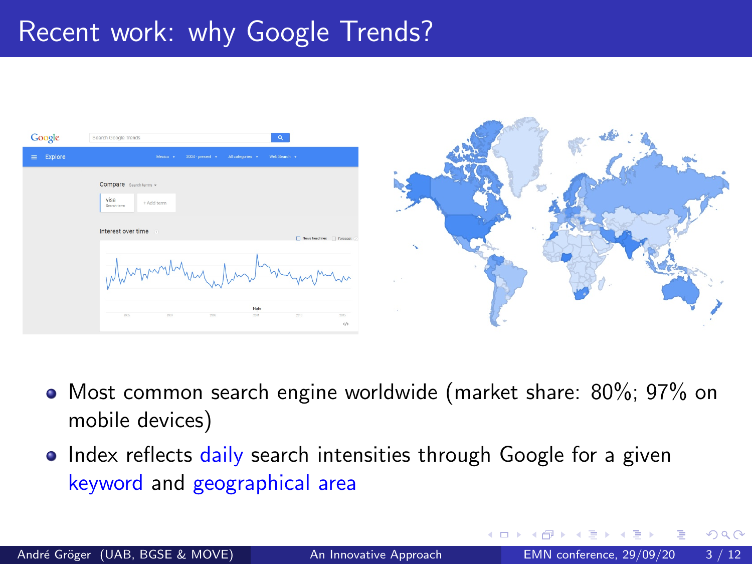# Recent work: why Google Trends?

- Most common search engine worldwide (market share: 80%; 97% on mobile devices)
- Index reflects daily search intensities through Google for a given keyword and geographical area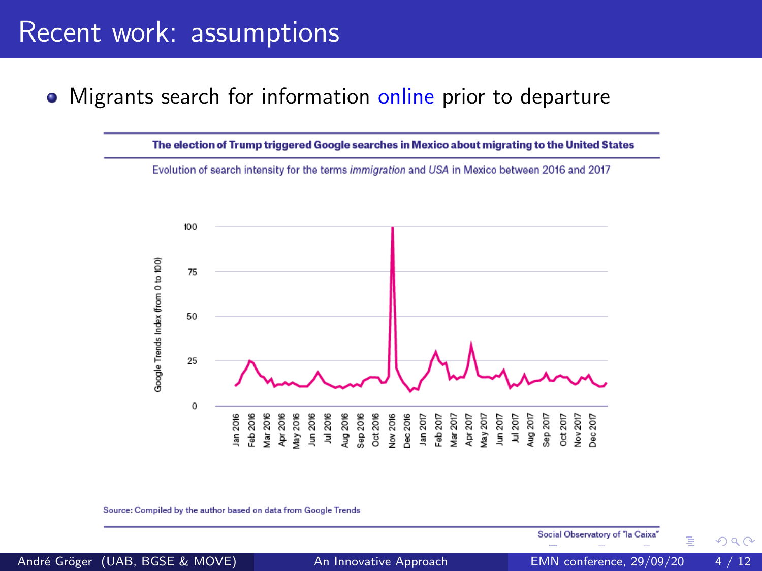# Recent work: assumptions

- Migrants search for information online prior to departure

**The election of Trump triggered Google searches in Mexico about migrating to the United States**

Evolution of search intensity for the terms *immigration* and *USA* in Mexico between 2016 and 2017

Source: Compiled by the author based on data from Google Trends

Social Observatory of "la Caixa"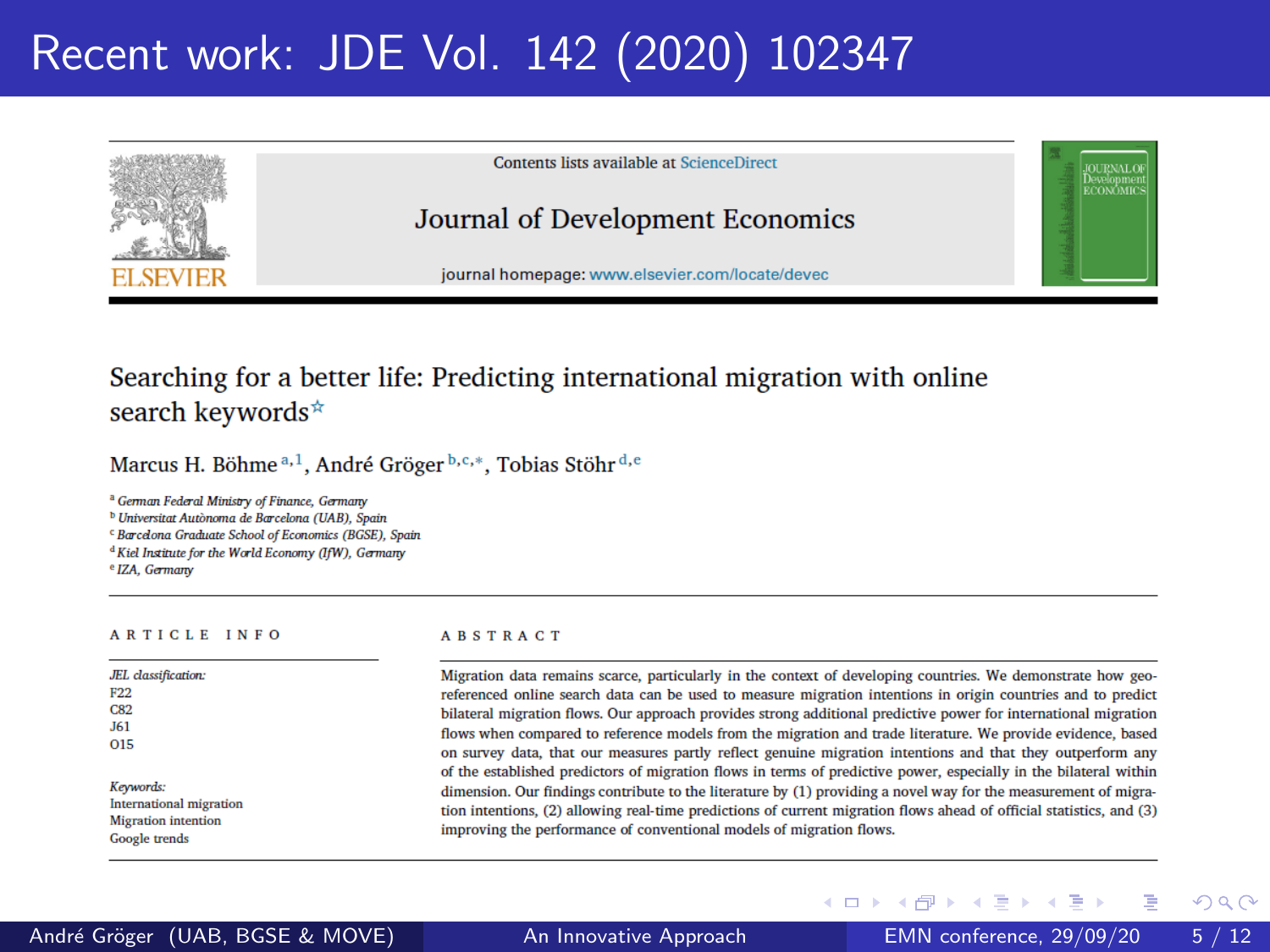# Recent work: JDE Vol. 142 (2020) 102347

Contents lists available at ScienceDirect

**Journal of Development Economics**

journal homepage: www.elsevier.com/locate/devec

## Searching for a better life: Predicting international migration with online search keywords☆

Marcus H. Böhme[a,1], André Gröger[b,c,*], Tobias Stöhr[d,e]

[a] *German Federal Ministry of Finance, Germany*
[b] *Universitat Autònoma de Barcelona (UAB), Spain*
[c] *Barcelona Graduate School of Economics (BGSE), Spain*
[d] *Kiel Institute for the World Economy (IfW), Germany*
[e] *IZA, Germany*

### ARTICLE INFO

*JEL classification:*
F22
C82
J61
O15

*Keywords:*
International migration
Migration intention
Google trends

### ABSTRACT

Migration data remains scarce, particularly in the context of developing countries. We demonstrate how geo-referenced online search data can be used to measure migration intentions in origin countries and to predict bilateral migration flows. Our approach provides strong additional predictive power for international migration flows when compared to reference models from the migration and trade literature. We provide evidence, based on survey data, that our measures partly reflect genuine migration intentions and that they outperform any of the established predictors of migration flows in terms of predictive power, especially in the bilateral within dimension. Our findings contribute to the literature by (1) providing a novel way for the measurement of migration intentions, (2) allowing real-time predictions of current migration flows ahead of official statistics, and (3) improving the performance of conventional models of migration flows.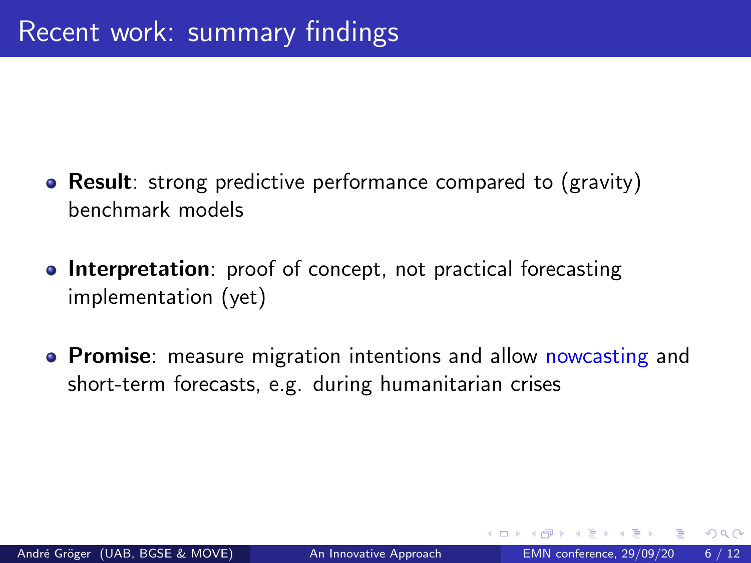# Recent work: summary findings

- **Result**: strong predictive performance compared to (gravity) benchmark models
- **Interpretation**: proof of concept, not practical forecasting implementation (yet)
- **Promise**: measure migration intentions and allow nowcasting and short-term forecasts, e.g. during humanitarian crises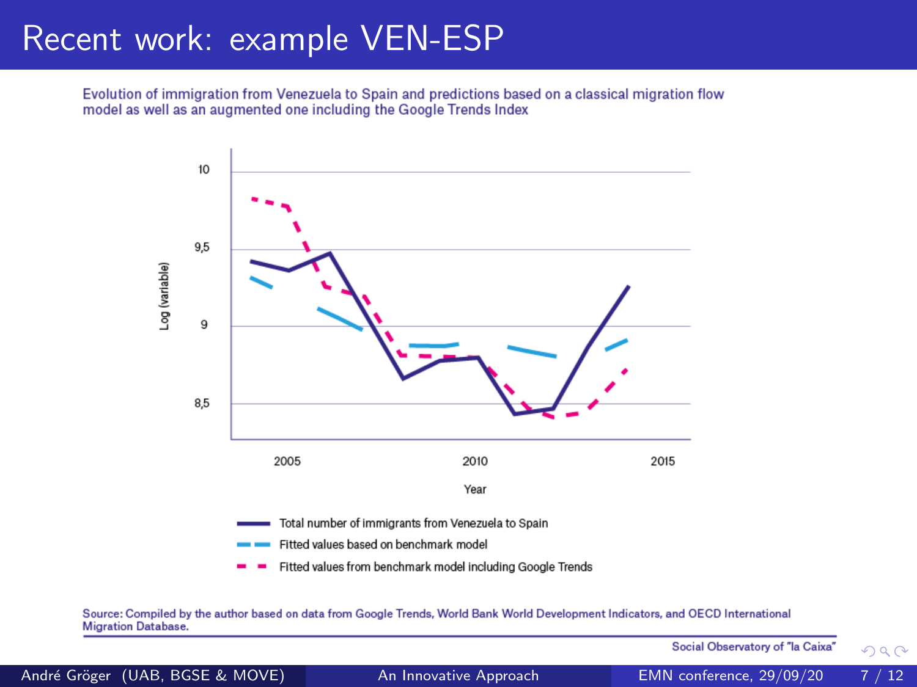# Recent work: example VEN-ESP

Evolution of immigration from Venezuela to Spain and predictions based on a classical migration flow model as well as an augmented one including the Google Trends Index

Log (variable)

10

9,5

9

8,5

2005 2010 2015

Year

Total number of immigrants from Venezuela to Spain

Fitted values based on benchmark model

Fitted values from benchmark model including Google Trends

Source: Compiled by the author based on data from Google Trends, World Bank World Development Indicators, and OECD International Migration Database.

Social Observatory of "la Caixa"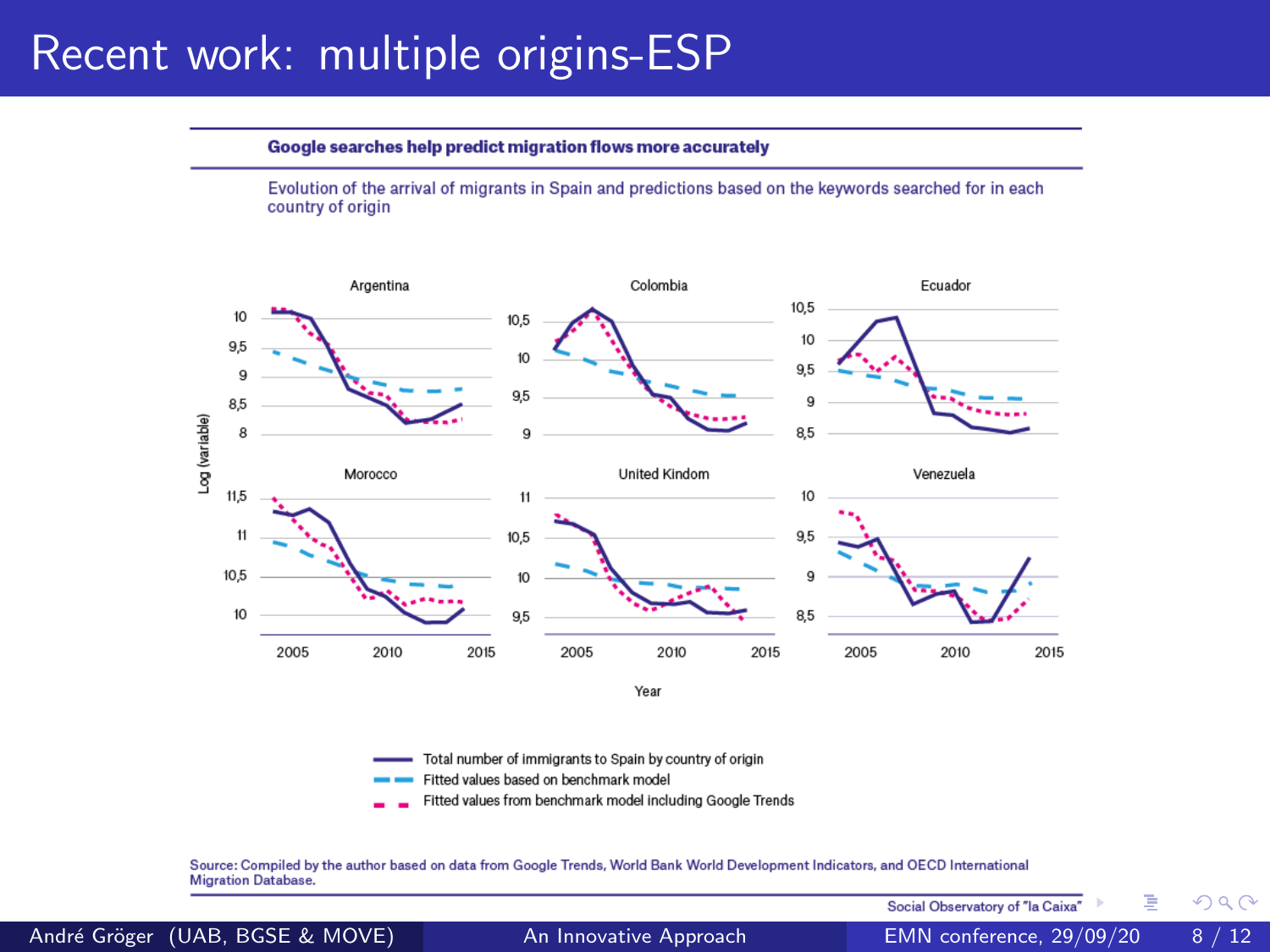# Recent work: multiple origins-ESP

**Google searches help predict migration flows more accurately**

Evolution of the arrival of migrants in Spain and predictions based on the keywords searched for in each country of origin

Argentina | Colombia | Ecuador | Morocco | United Kindom | Venezuela

Log (variable)

Year

- Total number of immigrants to Spain by country of origin
- Fitted values based on benchmark model
- Fitted values from benchmark model including Google Trends

Source: Compiled by the author based on data from Google Trends, World Bank World Development Indicators, and OECD International Migration Database.

Social Observatory of "la Caixa"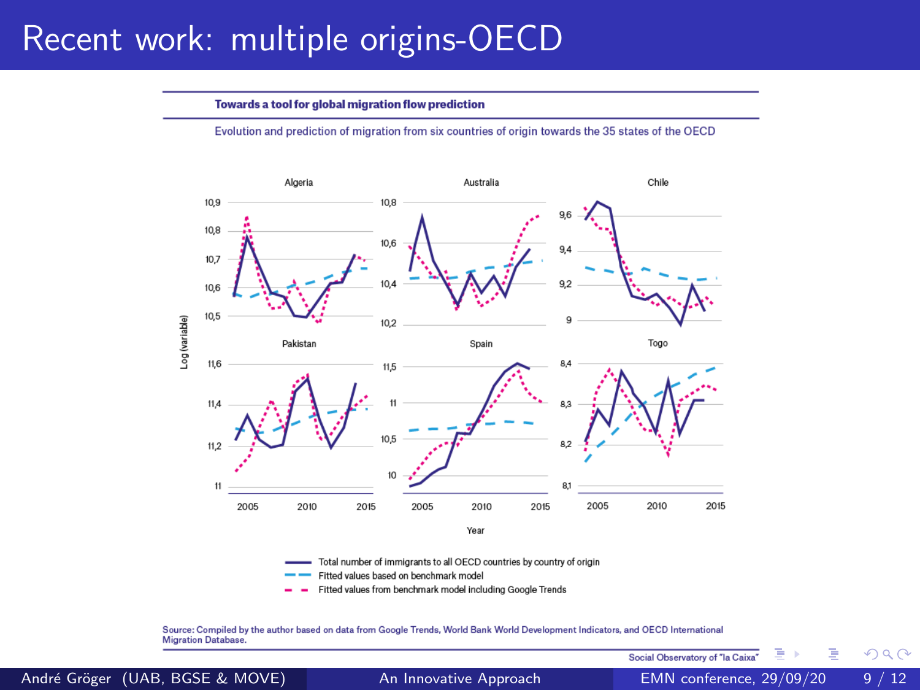# Recent work: multiple origins-OECD

**Towards a tool for global migration flow prediction**

Evolution and prediction of migration from six countries of origin towards the 35 states of the OECD

Algeria — Australia — Chile — Pakistan — Spain — Togo

Log (variable)

Year

- Total number of immigrants to all OECD countries by country of origin
- Fitted values based on benchmark model
- Fitted values from benchmark model including Google Trends

Source: Compiled by the author based on data from Google Trends, World Bank World Development Indicators, and OECD International Migration Database.

Social Observatory of "la Caixa"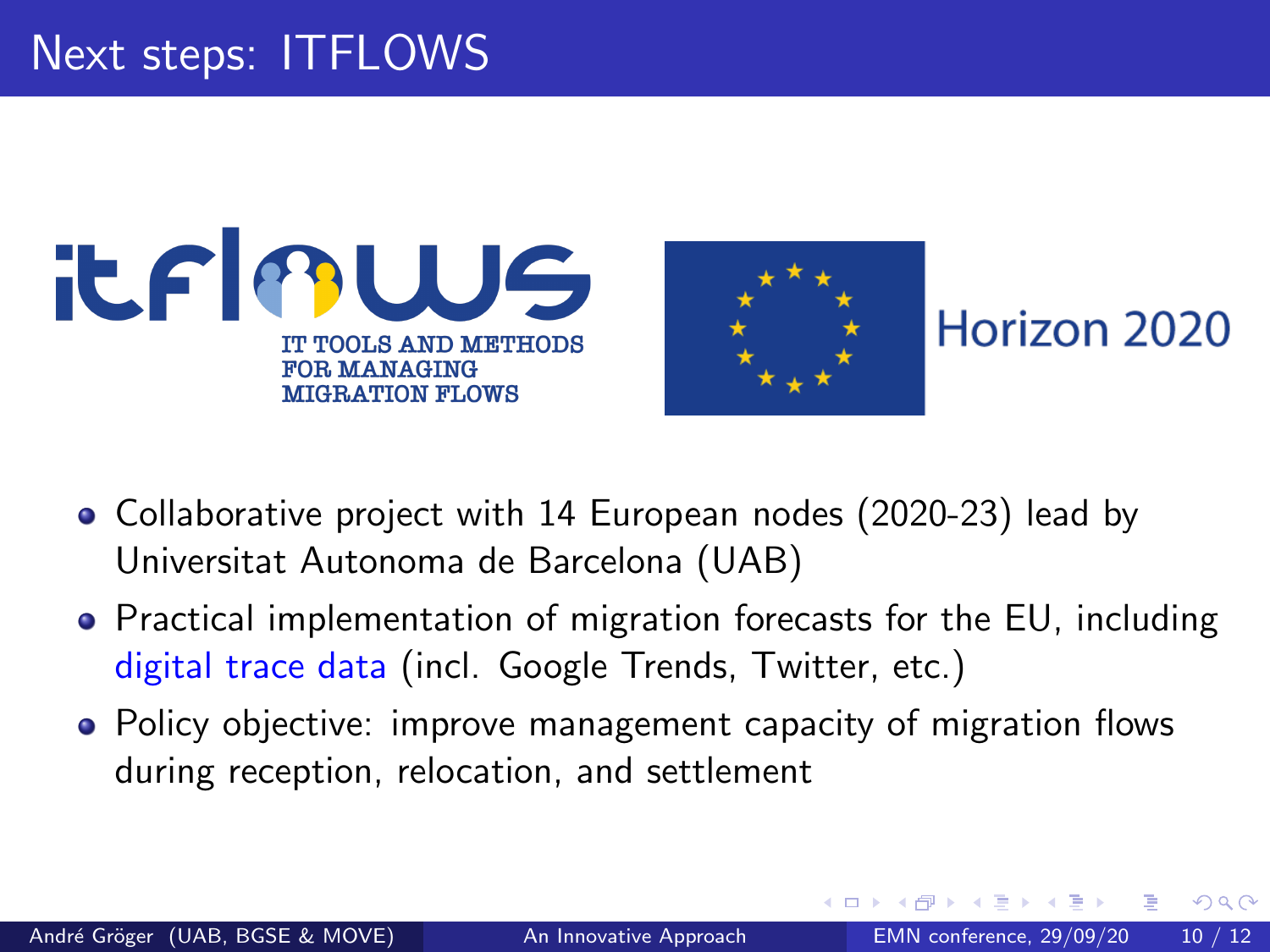# Next steps: ITFLOWS

IT TOOLS AND METHODS FOR MANAGING MIGRATION FLOWS

Horizon 2020

- Collaborative project with 14 European nodes (2020-23) lead by Universitat Autonoma de Barcelona (UAB)
- Practical implementation of migration forecasts for the EU, including digital trace data (incl. Google Trends, Twitter, etc.)
- Policy objective: improve management capacity of migration flows during reception, relocation, and settlement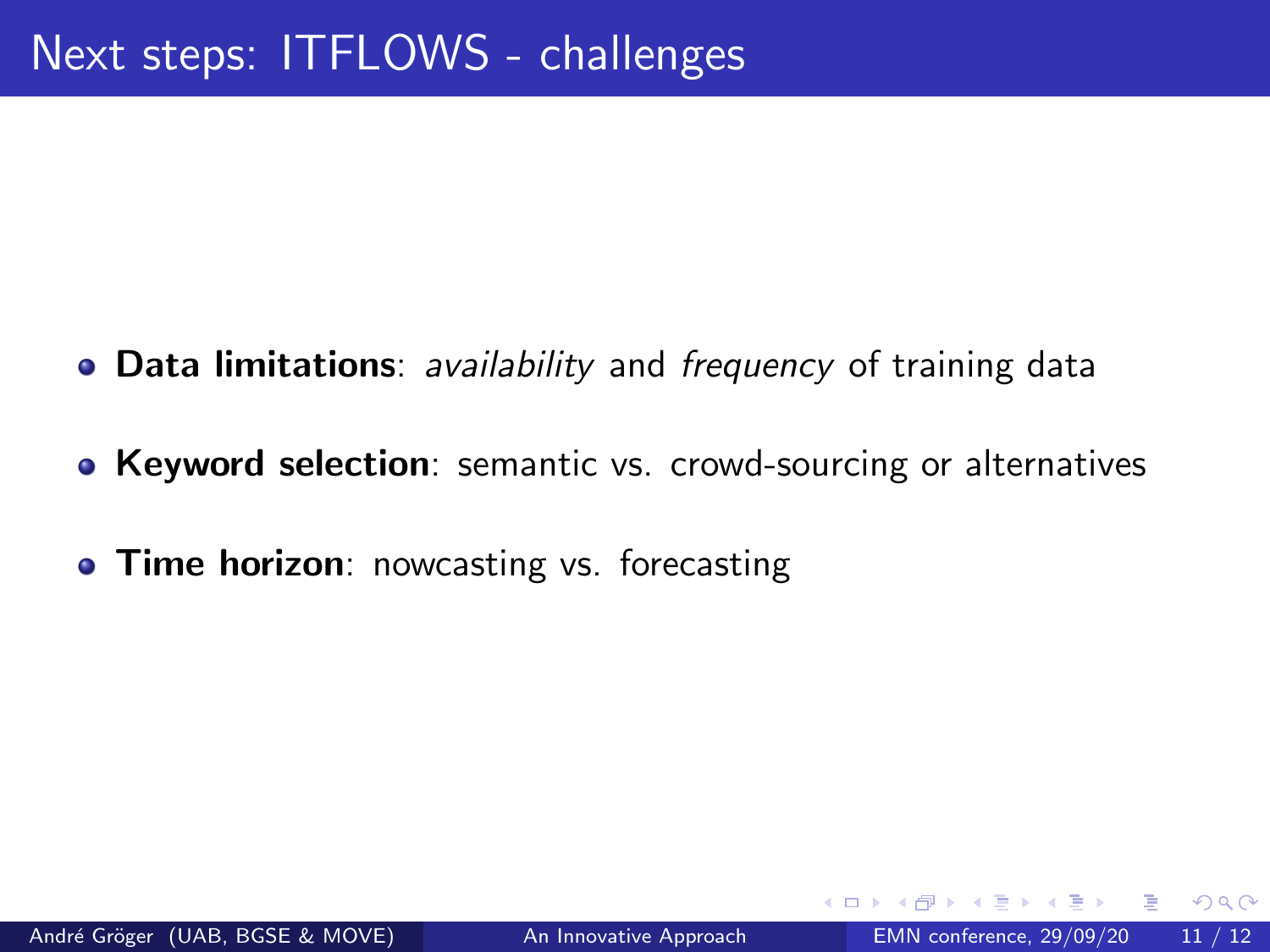# Next steps: ITFLOWS - challenges

- **Data limitations**: *availability* and *frequency* of training data
- **Keyword selection**: semantic vs. crowd-sourcing or alternatives
- **Time horizon**: nowcasting vs. forecasting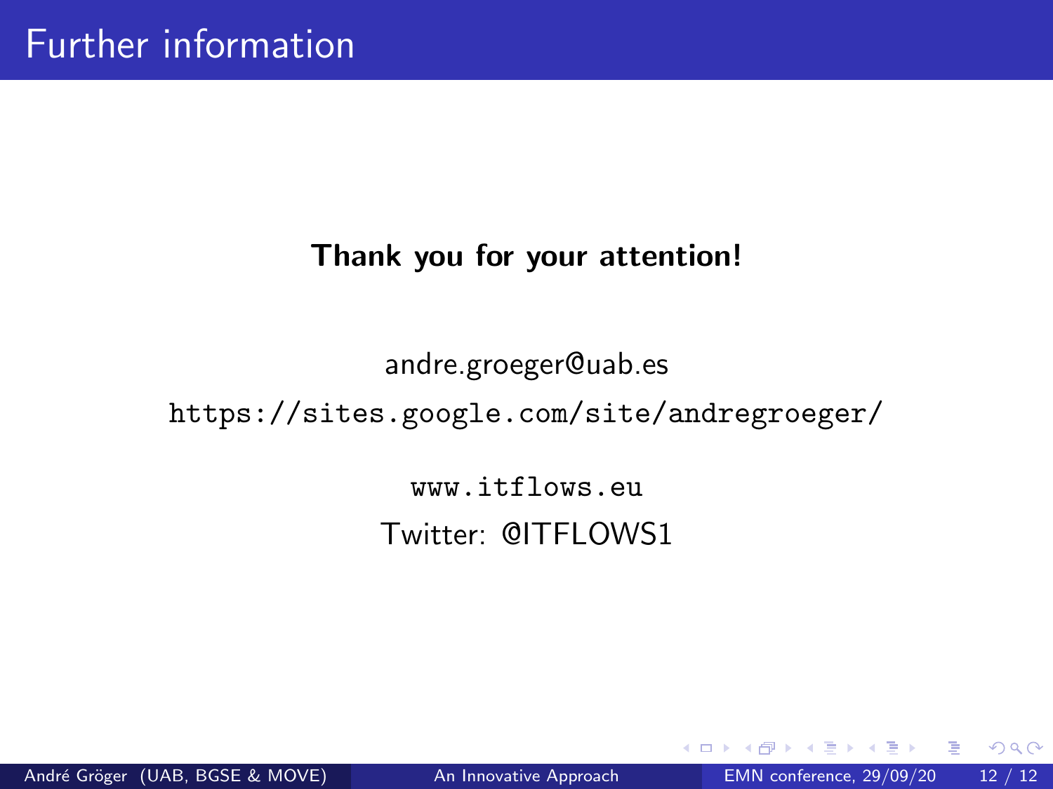# Further information

**Thank you for your attention!**

andre.groeger@uab.es

https://sites.google.com/site/andregroeger/

www.itflows.eu

Twitter: @ITFLOWS1